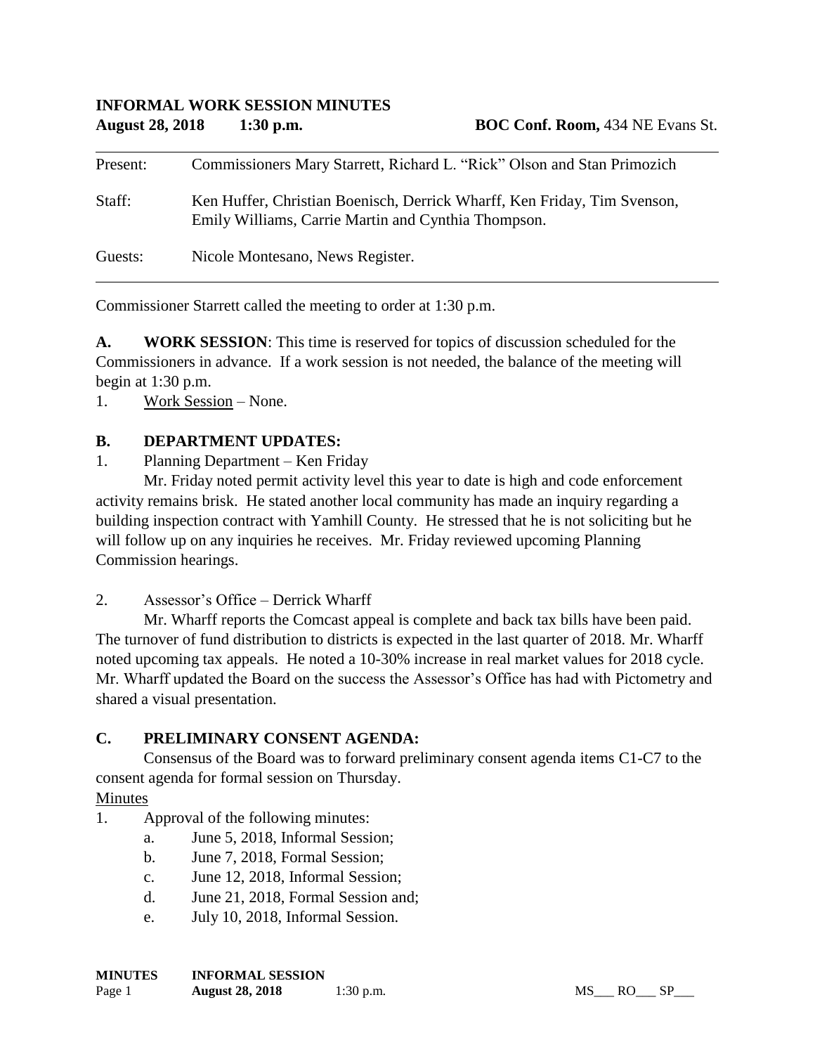**INFORMAL WORK SESSION MINUTES**

**August 28, 2018 1:30 p.m.** **BOC Conf. Room,** 434 NE Evans St.

| | |
|---|---|
| Present: | Commissioners Mary Starrett, Richard L. "Rick" Olson and Stan Primozich |
| Staff: | Ken Huffer, Christian Boenisch, Derrick Wharff, Ken Friday, Tim Svenson, Emily Williams, Carrie Martin and Cynthia Thompson. |
| Guests: | Nicole Montesano, News Register. |

Commissioner Starrett called the meeting to order at 1:30 p.m.

**A. WORK SESSION**: This time is reserved for topics of discussion scheduled for the Commissioners in advance. If a work session is not needed, the balance of the meeting will begin at 1:30 p.m.

1. Work Session – None.

**B. DEPARTMENT UPDATES:**

1. Planning Department – Ken Friday

Mr. Friday noted permit activity level this year to date is high and code enforcement activity remains brisk. He stated another local community has made an inquiry regarding a building inspection contract with Yamhill County. He stressed that he is not soliciting but he will follow up on any inquiries he receives. Mr. Friday reviewed upcoming Planning Commission hearings.

2. Assessor's Office – Derrick Wharff

Mr. Wharff reports the Comcast appeal is complete and back tax bills have been paid. The turnover of fund distribution to districts is expected in the last quarter of 2018. Mr. Wharff noted upcoming tax appeals. He noted a 10-30% increase in real market values for 2018 cycle. Mr. Wharff updated the Board on the success the Assessor's Office has had with Pictometry and shared a visual presentation.

**C. PRELIMINARY CONSENT AGENDA:**

Consensus of the Board was to forward preliminary consent agenda items C1-C7 to the consent agenda for formal session on Thursday.

Minutes

1. Approval of the following minutes:
   a. June 5, 2018, Informal Session;
   b. June 7, 2018, Formal Session;
   c. June 12, 2018, Informal Session;
   d. June 21, 2018, Formal Session and;
   e. July 10, 2018, Informal Session.

MS___ RO___ SP___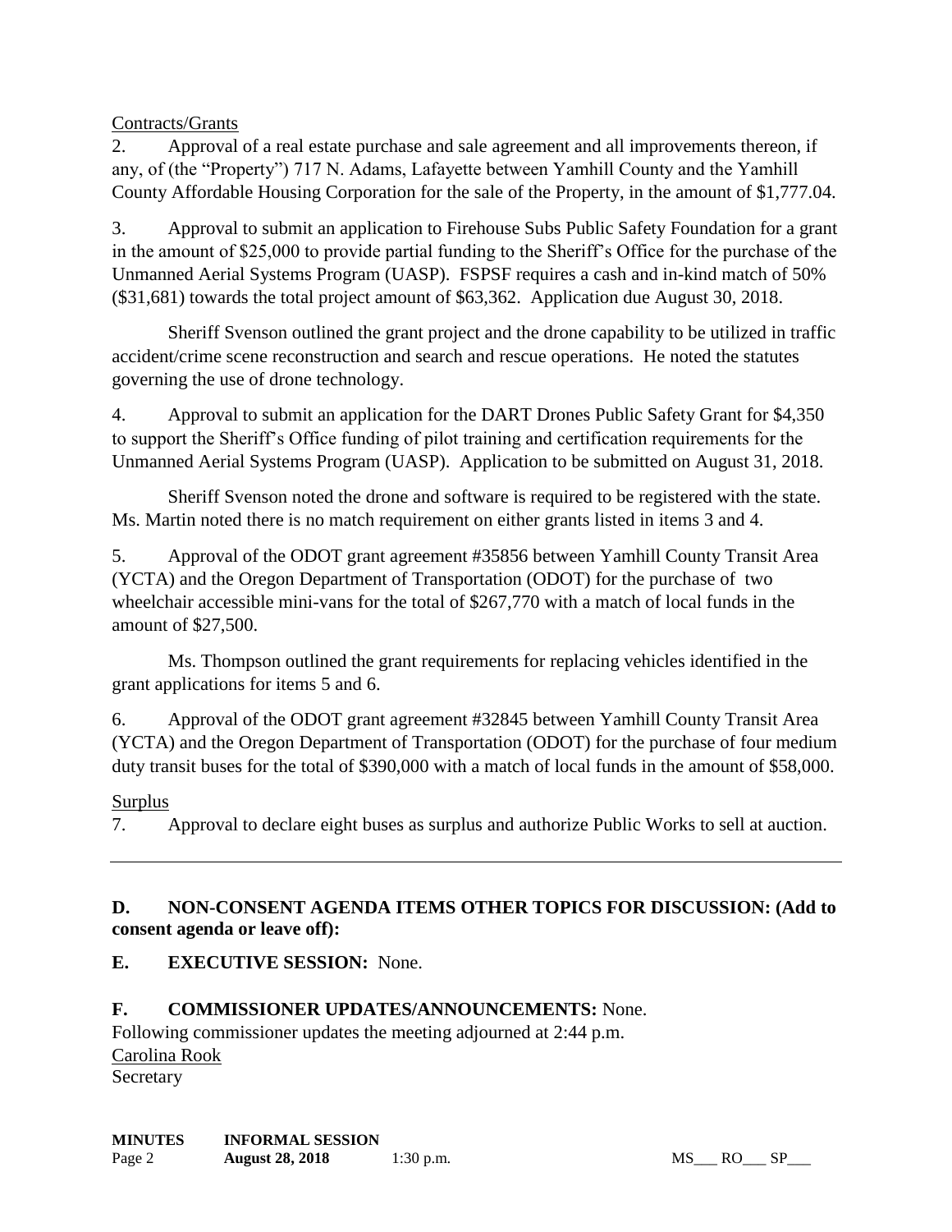Contracts/Grants

2. Approval of a real estate purchase and sale agreement and all improvements thereon, if any, of (the "Property") 717 N. Adams, Lafayette between Yamhill County and the Yamhill County Affordable Housing Corporation for the sale of the Property, in the amount of $1,777.04.

3. Approval to submit an application to Firehouse Subs Public Safety Foundation for a grant in the amount of $25,000 to provide partial funding to the Sheriff's Office for the purchase of the Unmanned Aerial Systems Program (UASP). FSPSF requires a cash and in-kind match of 50% ($31,681) towards the total project amount of $63,362. Application due August 30, 2018.

Sheriff Svenson outlined the grant project and the drone capability to be utilized in traffic accident/crime scene reconstruction and search and rescue operations. He noted the statutes governing the use of drone technology.

4. Approval to submit an application for the DART Drones Public Safety Grant for $4,350 to support the Sheriff's Office funding of pilot training and certification requirements for the Unmanned Aerial Systems Program (UASP). Application to be submitted on August 31, 2018.

Sheriff Svenson noted the drone and software is required to be registered with the state. Ms. Martin noted there is no match requirement on either grants listed in items 3 and 4.

5. Approval of the ODOT grant agreement #35856 between Yamhill County Transit Area (YCTA) and the Oregon Department of Transportation (ODOT) for the purchase of two wheelchair accessible mini-vans for the total of $267,770 with a match of local funds in the amount of $27,500.

Ms. Thompson outlined the grant requirements for replacing vehicles identified in the grant applications for items 5 and 6.

6. Approval of the ODOT grant agreement #32845 between Yamhill County Transit Area (YCTA) and the Oregon Department of Transportation (ODOT) for the purchase of four medium duty transit buses for the total of $390,000 with a match of local funds in the amount of $58,000.

Surplus

7. Approval to declare eight buses as surplus and authorize Public Works to sell at auction.

---

**D. NON-CONSENT AGENDA ITEMS OTHER TOPICS FOR DISCUSSION: (Add to consent agenda or leave off):**

**E. EXECUTIVE SESSION:** None.

**F. COMMISSIONER UPDATES/ANNOUNCEMENTS:** None.

Following commissioner updates the meeting adjourned at 2:44 p.m.

Carolina Rook
Secretary

**MINUTES** **INFORMAL SESSION**
**August 28, 2018** 1:30 p.m. MS___ RO___ SP___